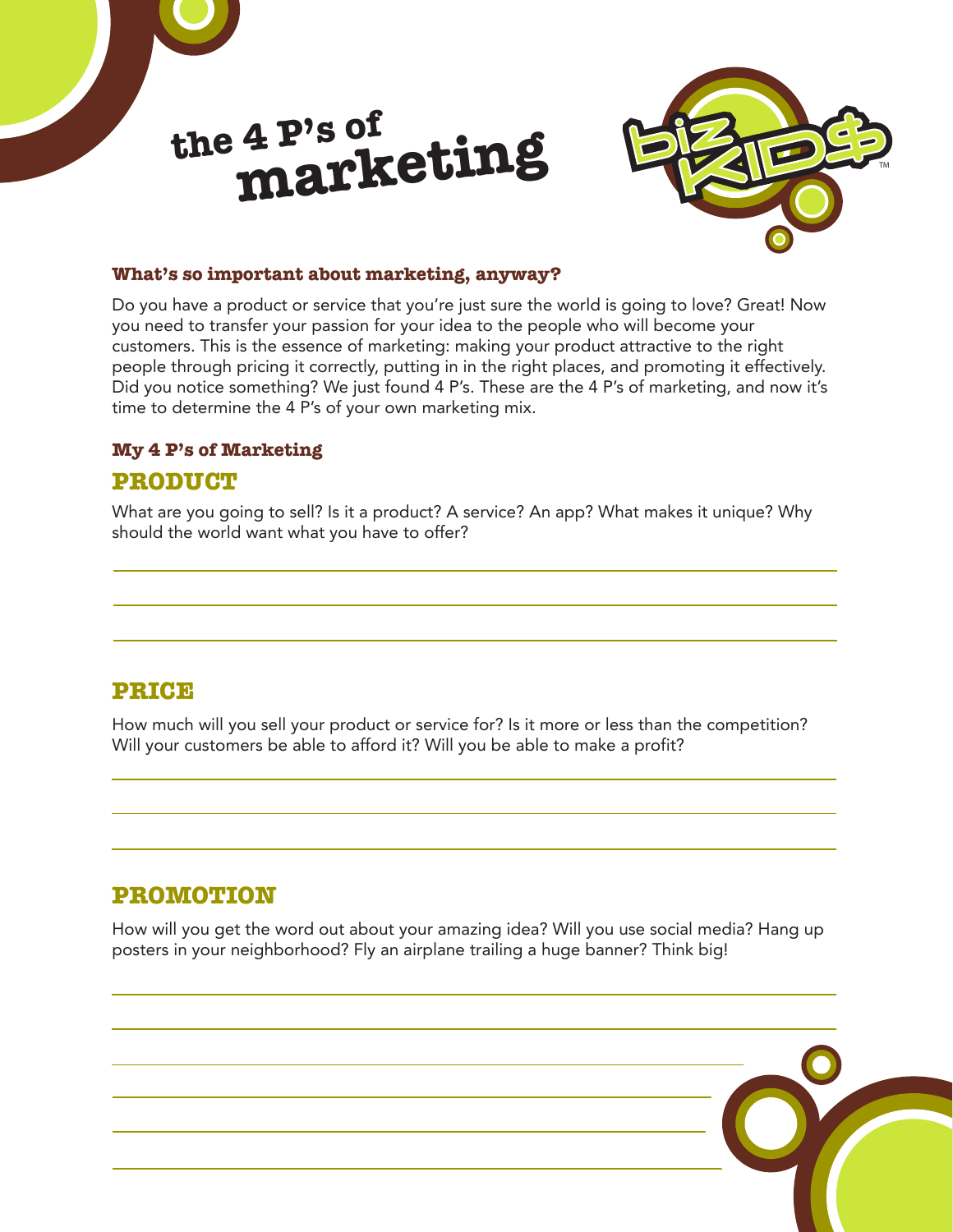# the 4 P's of marketing

### What's so important about marketing, anyway?

Do you have a product or service that you're just sure the world is going to love? Great! Now you need to transfer your passion for your idea to the people who will become your customers. This is the essence of marketing: making your product attractive to the right people through pricing it correctly, putting in in the right places, and promoting it effectively. Did you notice something? We just found 4 P's. These are the 4 P's of marketing, and now it's time to determine the 4 P's of your own marketing mix.

### My 4 P's of Marketing

## PRODUCT

What are you going to sell? Is it a product? A service? An app? What makes it unique? Why should the world want what you have to offer?

## PRICE

How much will you sell your product or service for? Is it more or less than the competition? Will your customers be able to afford it? Will you be able to make a profit?

## PROMOTION

How will you get the word out about your amazing idea? Will you use social media? Hang up posters in your neighborhood? Fly an airplane trailing a huge banner? Think big!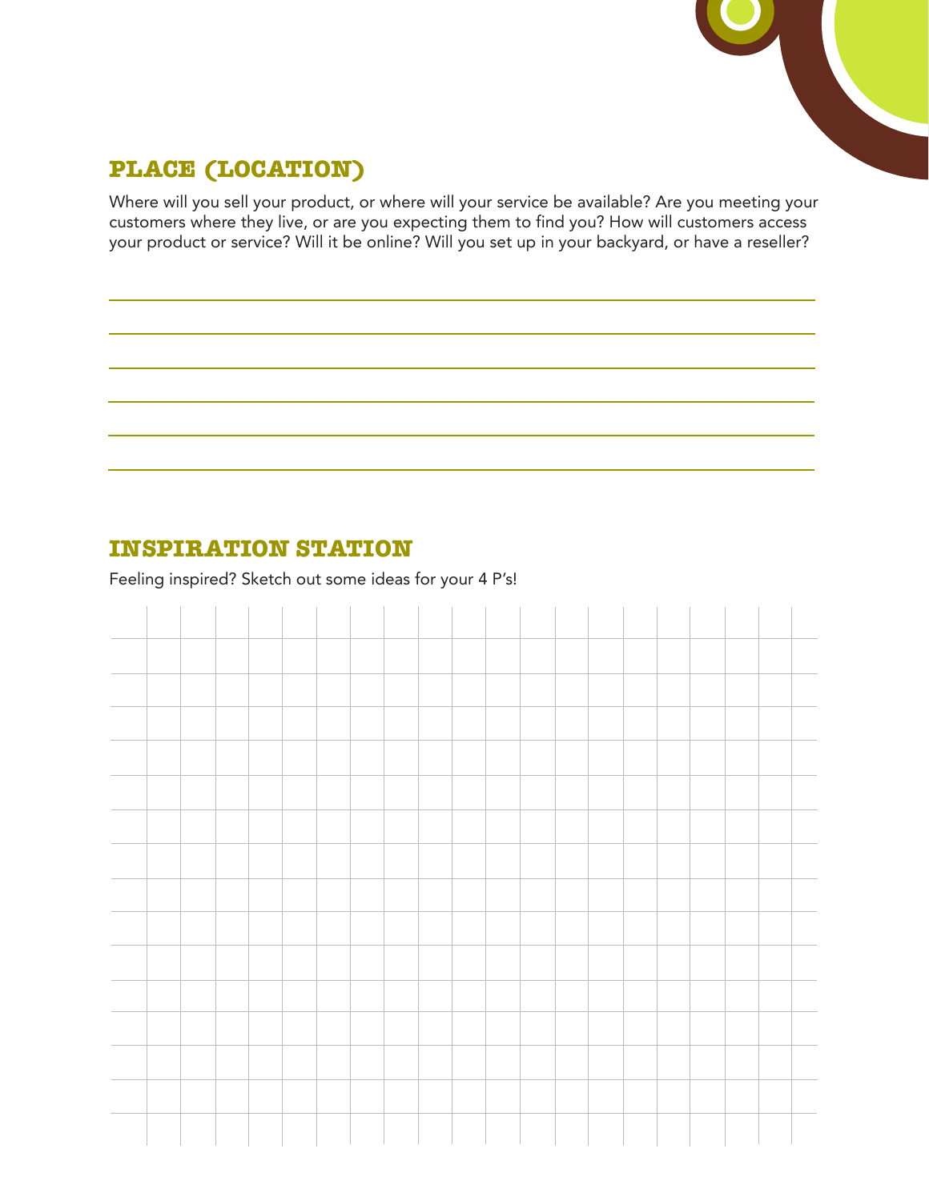## PLACE (LOCATION)

Where will you sell your product, or where will your service be available? Are you meeting your customers where they live, or are you expecting them to find you? How will customers access your product or service? Will it be online? Will you set up in your backyard, or have a reseller?

## INSPIRATION STATION

Feeling inspired? Sketch out some ideas for your 4 P’s!